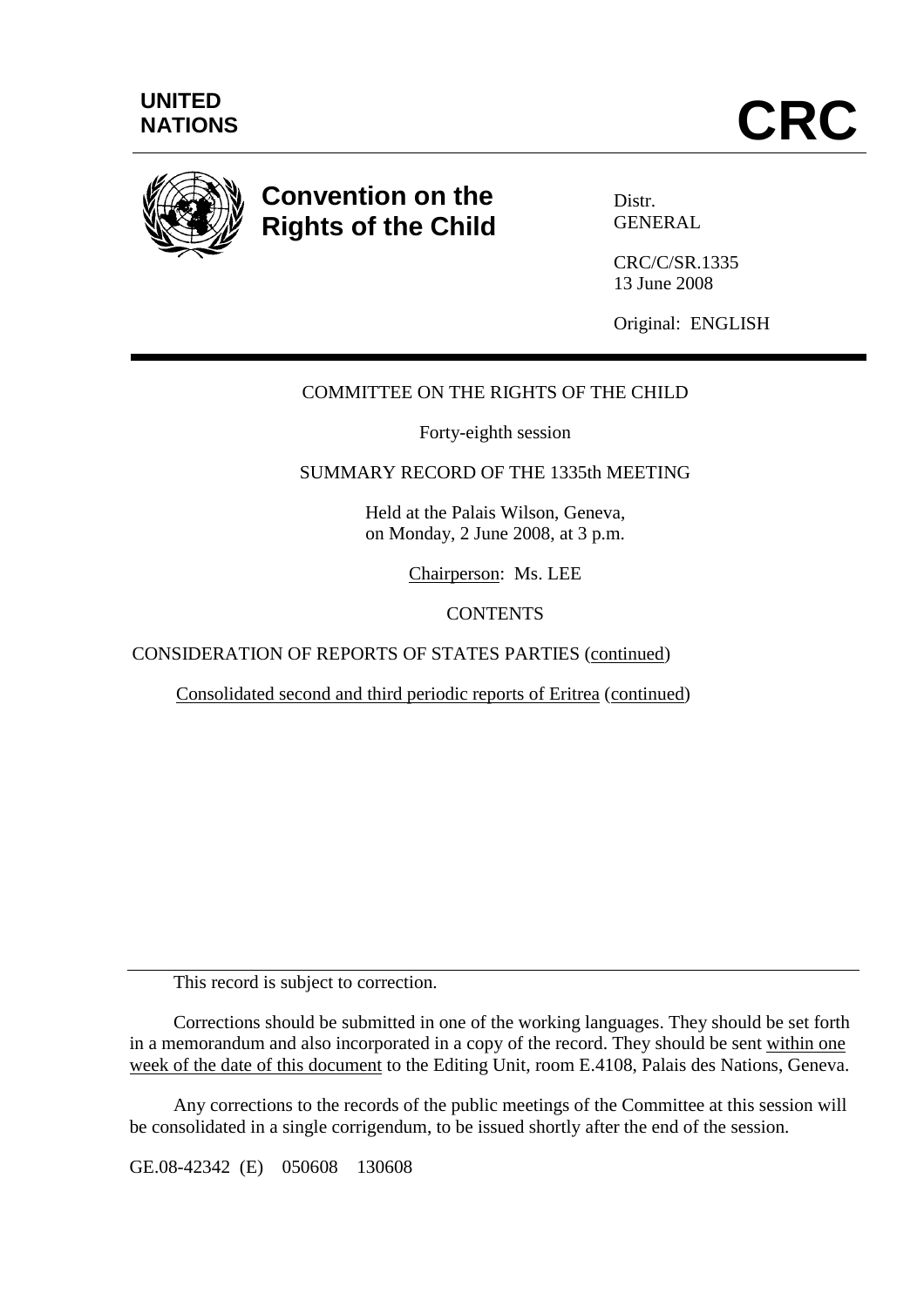UNITED NATIONS

# CRC

**Convention on the Rights of the Child**

Distr.
GENERAL

CRC/C/SR.1335
13 June 2008

Original: ENGLISH

---

COMMITTEE ON THE RIGHTS OF THE CHILD

Forty-eighth session

SUMMARY RECORD OF THE 1335th MEETING

Held at the Palais Wilson, Geneva,
on Monday, 2 June 2008, at 3 p.m.

Chairperson: Ms. LEE

CONTENTS

CONSIDERATION OF REPORTS OF STATES PARTIES (continued)

Consolidated second and third periodic reports of Eritrea (continued)

---

This record is subject to correction.

Corrections should be submitted in one of the working languages. They should be set forth in a memorandum and also incorporated in a copy of the record. They should be sent within one week of the date of this document to the Editing Unit, room E.4108, Palais des Nations, Geneva.

Any corrections to the records of the public meetings of the Committee at this session will be consolidated in a single corrigendum, to be issued shortly after the end of the session.

GE.08-42342 (E) 050608 130608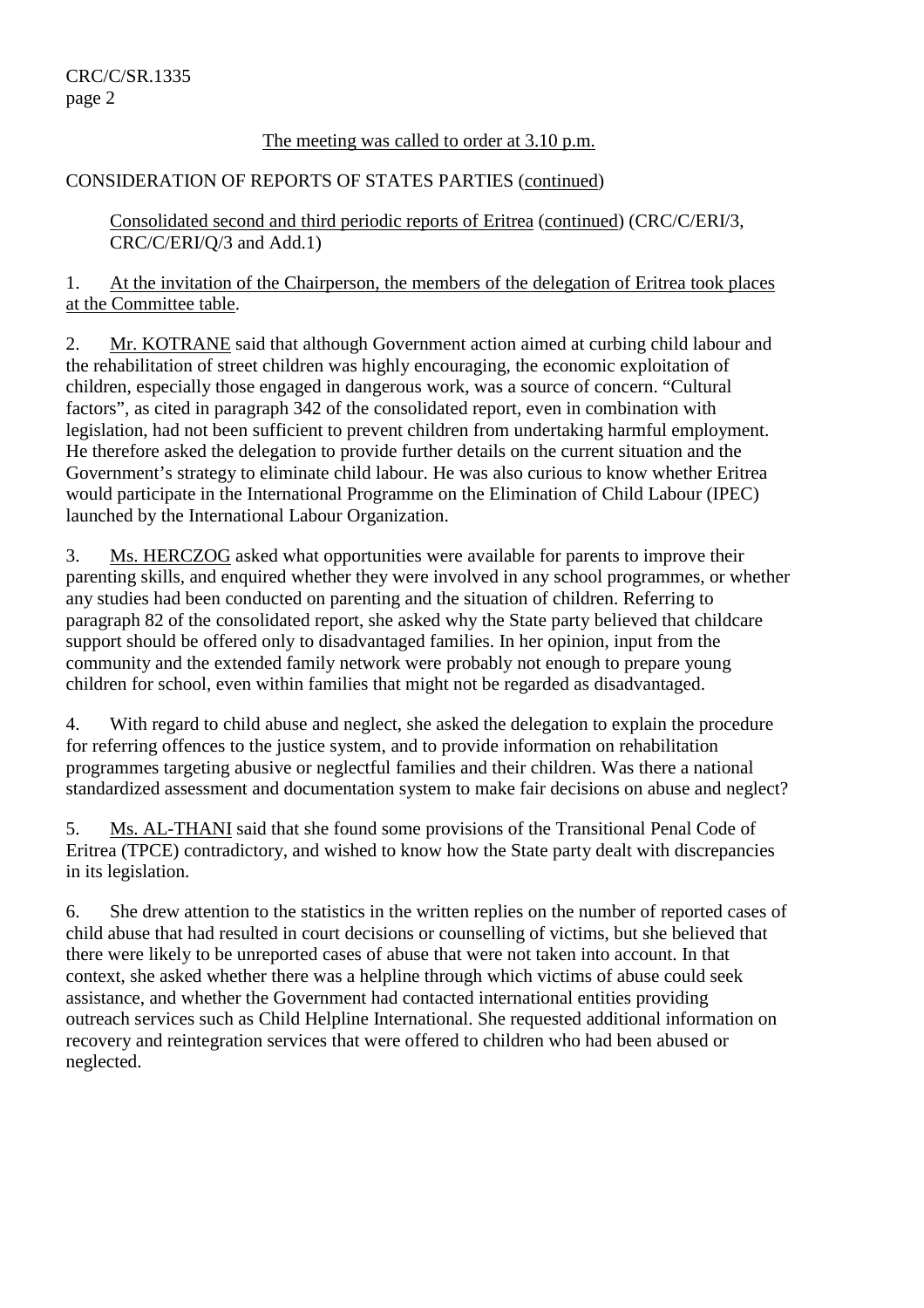The meeting was called to order at 3.10 p.m.

CONSIDERATION OF REPORTS OF STATES PARTIES (continued)

Consolidated second and third periodic reports of Eritrea (continued) (CRC/C/ERI/3, CRC/C/ERI/Q/3 and Add.1)

1. At the invitation of the Chairperson, the members of the delegation of Eritrea took places at the Committee table.

2. Mr. KOTRANE said that although Government action aimed at curbing child labour and the rehabilitation of street children was highly encouraging, the economic exploitation of children, especially those engaged in dangerous work, was a source of concern. "Cultural factors", as cited in paragraph 342 of the consolidated report, even in combination with legislation, had not been sufficient to prevent children from undertaking harmful employment. He therefore asked the delegation to provide further details on the current situation and the Government's strategy to eliminate child labour. He was also curious to know whether Eritrea would participate in the International Programme on the Elimination of Child Labour (IPEC) launched by the International Labour Organization.

3. Ms. HERCZOG asked what opportunities were available for parents to improve their parenting skills, and enquired whether they were involved in any school programmes, or whether any studies had been conducted on parenting and the situation of children. Referring to paragraph 82 of the consolidated report, she asked why the State party believed that childcare support should be offered only to disadvantaged families. In her opinion, input from the community and the extended family network were probably not enough to prepare young children for school, even within families that might not be regarded as disadvantaged.

4. With regard to child abuse and neglect, she asked the delegation to explain the procedure for referring offences to the justice system, and to provide information on rehabilitation programmes targeting abusive or neglectful families and their children. Was there a national standardized assessment and documentation system to make fair decisions on abuse and neglect?

5. Ms. AL-THANI said that she found some provisions of the Transitional Penal Code of Eritrea (TPCE) contradictory, and wished to know how the State party dealt with discrepancies in its legislation.

6. She drew attention to the statistics in the written replies on the number of reported cases of child abuse that had resulted in court decisions or counselling of victims, but she believed that there were likely to be unreported cases of abuse that were not taken into account. In that context, she asked whether there was a helpline through which victims of abuse could seek assistance, and whether the Government had contacted international entities providing outreach services such as Child Helpline International. She requested additional information on recovery and reintegration services that were offered to children who had been abused or neglected.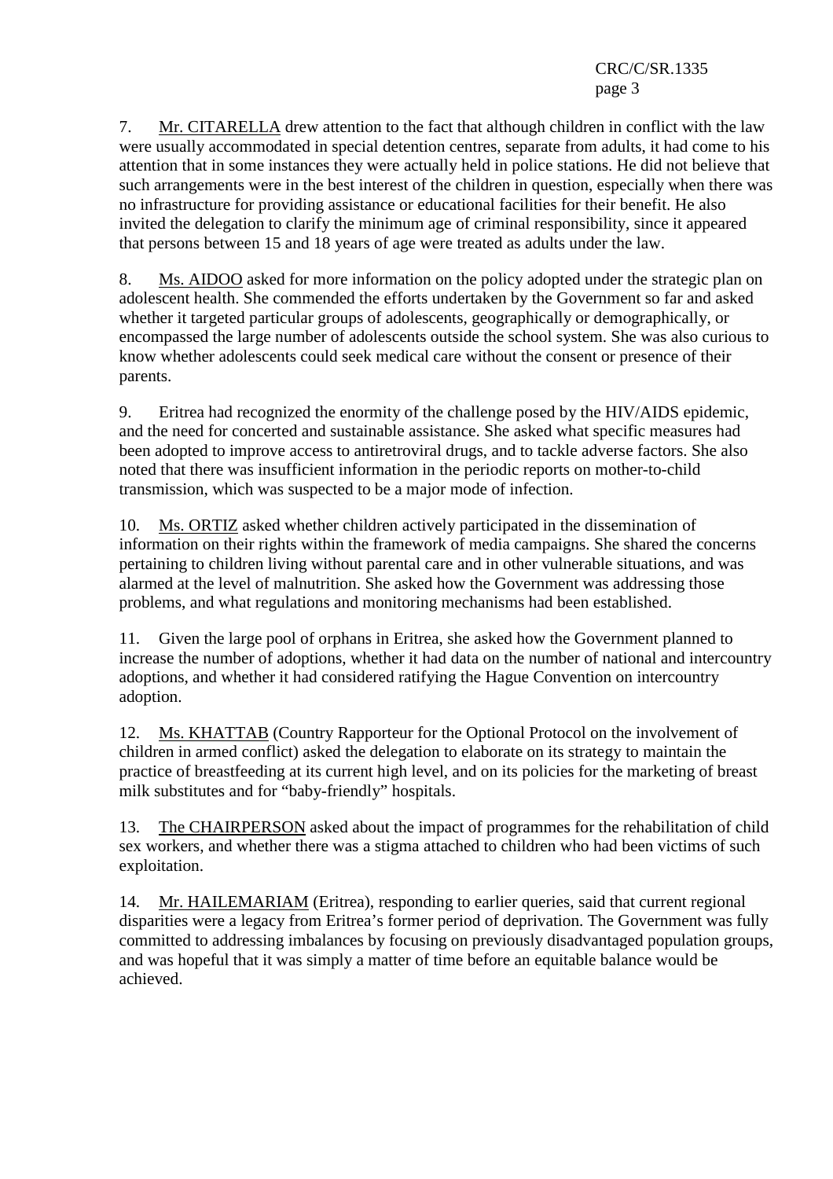7. Mr. CITARELLA drew attention to the fact that although children in conflict with the law were usually accommodated in special detention centres, separate from adults, it had come to his attention that in some instances they were actually held in police stations. He did not believe that such arrangements were in the best interest of the children in question, especially when there was no infrastructure for providing assistance or educational facilities for their benefit. He also invited the delegation to clarify the minimum age of criminal responsibility, since it appeared that persons between 15 and 18 years of age were treated as adults under the law.

8. Ms. AIDOO asked for more information on the policy adopted under the strategic plan on adolescent health. She commended the efforts undertaken by the Government so far and asked whether it targeted particular groups of adolescents, geographically or demographically, or encompassed the large number of adolescents outside the school system. She was also curious to know whether adolescents could seek medical care without the consent or presence of their parents.

9. Eritrea had recognized the enormity of the challenge posed by the HIV/AIDS epidemic, and the need for concerted and sustainable assistance. She asked what specific measures had been adopted to improve access to antiretroviral drugs, and to tackle adverse factors. She also noted that there was insufficient information in the periodic reports on mother-to-child transmission, which was suspected to be a major mode of infection.

10. Ms. ORTIZ asked whether children actively participated in the dissemination of information on their rights within the framework of media campaigns. She shared the concerns pertaining to children living without parental care and in other vulnerable situations, and was alarmed at the level of malnutrition. She asked how the Government was addressing those problems, and what regulations and monitoring mechanisms had been established.

11. Given the large pool of orphans in Eritrea, she asked how the Government planned to increase the number of adoptions, whether it had data on the number of national and intercountry adoptions, and whether it had considered ratifying the Hague Convention on intercountry adoption.

12. Ms. KHATTAB (Country Rapporteur for the Optional Protocol on the involvement of children in armed conflict) asked the delegation to elaborate on its strategy to maintain the practice of breastfeeding at its current high level, and on its policies for the marketing of breast milk substitutes and for "baby-friendly" hospitals.

13. The CHAIRPERSON asked about the impact of programmes for the rehabilitation of child sex workers, and whether there was a stigma attached to children who had been victims of such exploitation.

14. Mr. HAILEMARIAM (Eritrea), responding to earlier queries, said that current regional disparities were a legacy from Eritrea's former period of deprivation. The Government was fully committed to addressing imbalances by focusing on previously disadvantaged population groups, and was hopeful that it was simply a matter of time before an equitable balance would be achieved.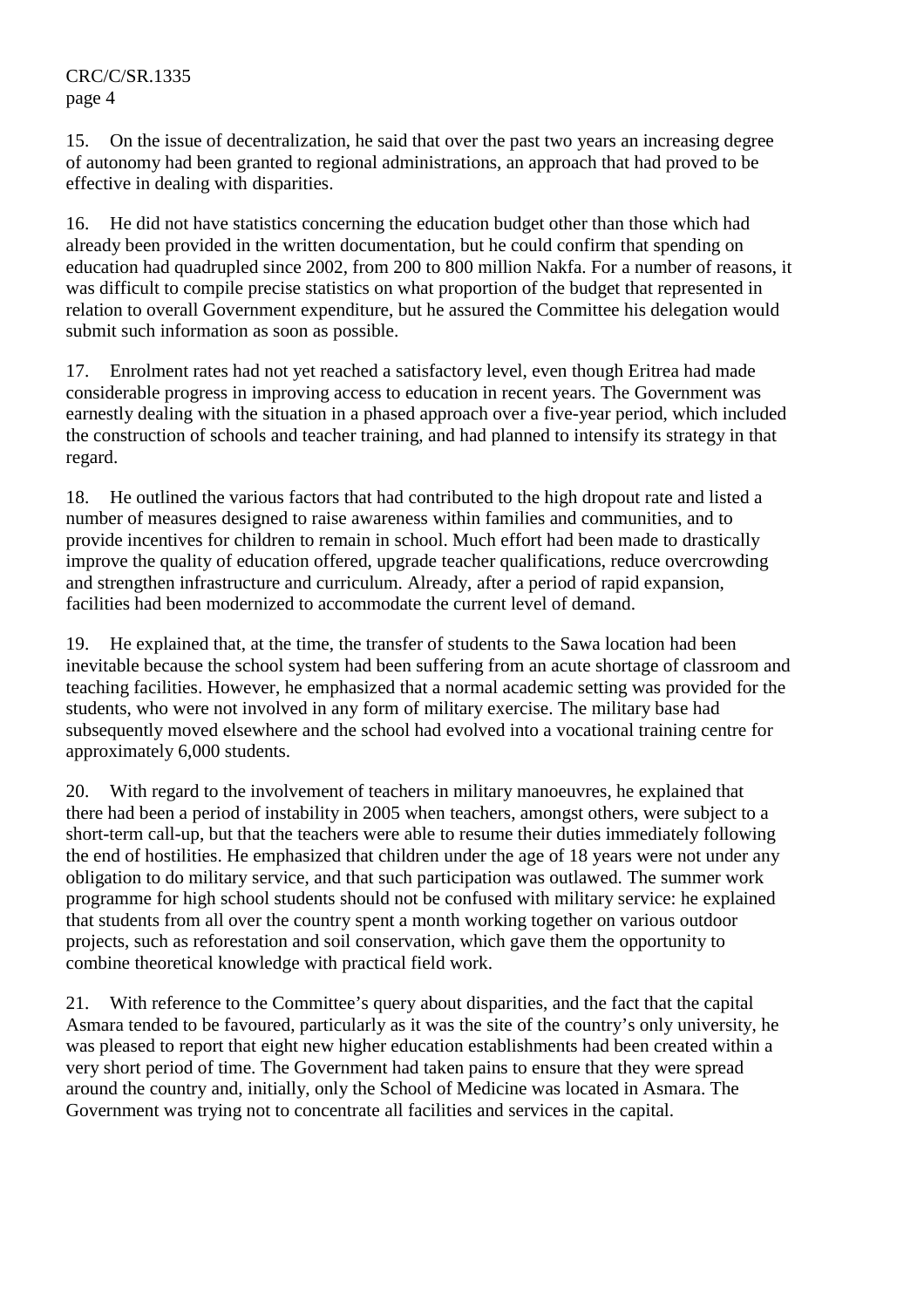15. On the issue of decentralization, he said that over the past two years an increasing degree of autonomy had been granted to regional administrations, an approach that had proved to be effective in dealing with disparities.

16. He did not have statistics concerning the education budget other than those which had already been provided in the written documentation, but he could confirm that spending on education had quadrupled since 2002, from 200 to 800 million Nakfa. For a number of reasons, it was difficult to compile precise statistics on what proportion of the budget that represented in relation to overall Government expenditure, but he assured the Committee his delegation would submit such information as soon as possible.

17. Enrolment rates had not yet reached a satisfactory level, even though Eritrea had made considerable progress in improving access to education in recent years. The Government was earnestly dealing with the situation in a phased approach over a five-year period, which included the construction of schools and teacher training, and had planned to intensify its strategy in that regard.

18. He outlined the various factors that had contributed to the high dropout rate and listed a number of measures designed to raise awareness within families and communities, and to provide incentives for children to remain in school. Much effort had been made to drastically improve the quality of education offered, upgrade teacher qualifications, reduce overcrowding and strengthen infrastructure and curriculum. Already, after a period of rapid expansion, facilities had been modernized to accommodate the current level of demand.

19. He explained that, at the time, the transfer of students to the Sawa location had been inevitable because the school system had been suffering from an acute shortage of classroom and teaching facilities. However, he emphasized that a normal academic setting was provided for the students, who were not involved in any form of military exercise. The military base had subsequently moved elsewhere and the school had evolved into a vocational training centre for approximately 6,000 students.

20. With regard to the involvement of teachers in military manoeuvres, he explained that there had been a period of instability in 2005 when teachers, amongst others, were subject to a short-term call-up, but that the teachers were able to resume their duties immediately following the end of hostilities. He emphasized that children under the age of 18 years were not under any obligation to do military service, and that such participation was outlawed. The summer work programme for high school students should not be confused with military service: he explained that students from all over the country spent a month working together on various outdoor projects, such as reforestation and soil conservation, which gave them the opportunity to combine theoretical knowledge with practical field work.

21. With reference to the Committee's query about disparities, and the fact that the capital Asmara tended to be favoured, particularly as it was the site of the country's only university, he was pleased to report that eight new higher education establishments had been created within a very short period of time. The Government had taken pains to ensure that they were spread around the country and, initially, only the School of Medicine was located in Asmara. The Government was trying not to concentrate all facilities and services in the capital.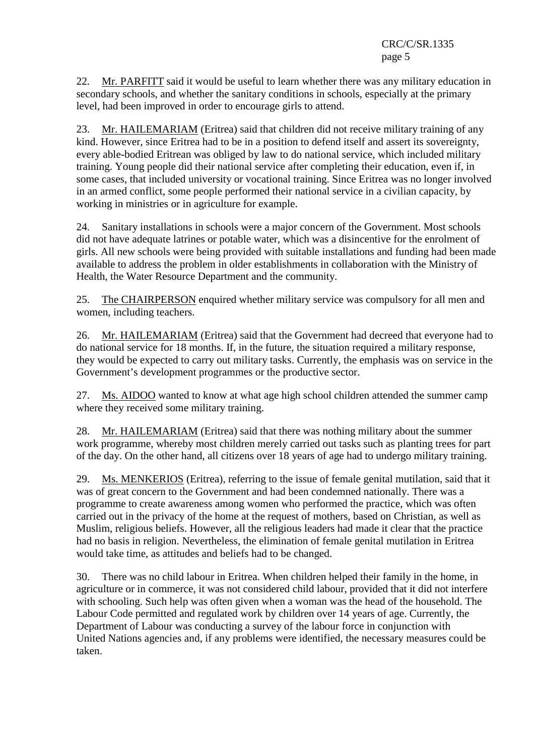22. Mr. PARFITT said it would be useful to learn whether there was any military education in secondary schools, and whether the sanitary conditions in schools, especially at the primary level, had been improved in order to encourage girls to attend.

23. Mr. HAILEMARIAM (Eritrea) said that children did not receive military training of any kind. However, since Eritrea had to be in a position to defend itself and assert its sovereignty, every able-bodied Eritrean was obliged by law to do national service, which included military training. Young people did their national service after completing their education, even if, in some cases, that included university or vocational training. Since Eritrea was no longer involved in an armed conflict, some people performed their national service in a civilian capacity, by working in ministries or in agriculture for example.

24. Sanitary installations in schools were a major concern of the Government. Most schools did not have adequate latrines or potable water, which was a disincentive for the enrolment of girls. All new schools were being provided with suitable installations and funding had been made available to address the problem in older establishments in collaboration with the Ministry of Health, the Water Resource Department and the community.

25. The CHAIRPERSON enquired whether military service was compulsory for all men and women, including teachers.

26. Mr. HAILEMARIAM (Eritrea) said that the Government had decreed that everyone had to do national service for 18 months. If, in the future, the situation required a military response, they would be expected to carry out military tasks. Currently, the emphasis was on service in the Government's development programmes or the productive sector.

27. Ms. AIDOO wanted to know at what age high school children attended the summer camp where they received some military training.

28. Mr. HAILEMARIAM (Eritrea) said that there was nothing military about the summer work programme, whereby most children merely carried out tasks such as planting trees for part of the day. On the other hand, all citizens over 18 years of age had to undergo military training.

29. Ms. MENKERIOS (Eritrea), referring to the issue of female genital mutilation, said that it was of great concern to the Government and had been condemned nationally. There was a programme to create awareness among women who performed the practice, which was often carried out in the privacy of the home at the request of mothers, based on Christian, as well as Muslim, religious beliefs. However, all the religious leaders had made it clear that the practice had no basis in religion. Nevertheless, the elimination of female genital mutilation in Eritrea would take time, as attitudes and beliefs had to be changed.

30. There was no child labour in Eritrea. When children helped their family in the home, in agriculture or in commerce, it was not considered child labour, provided that it did not interfere with schooling. Such help was often given when a woman was the head of the household. The Labour Code permitted and regulated work by children over 14 years of age. Currently, the Department of Labour was conducting a survey of the labour force in conjunction with United Nations agencies and, if any problems were identified, the necessary measures could be taken.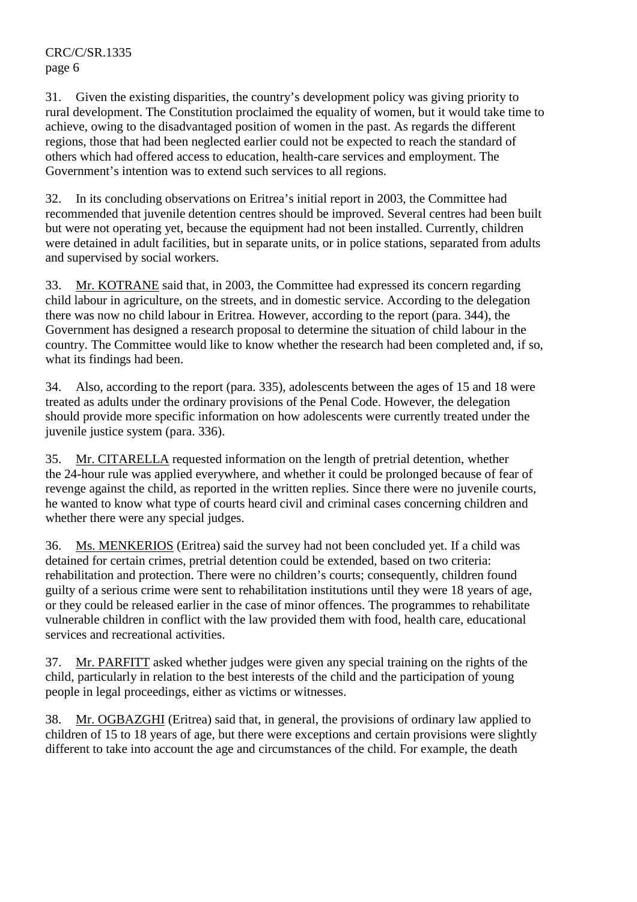31. Given the existing disparities, the country's development policy was giving priority to rural development. The Constitution proclaimed the equality of women, but it would take time to achieve, owing to the disadvantaged position of women in the past. As regards the different regions, those that had been neglected earlier could not be expected to reach the standard of others which had offered access to education, health-care services and employment. The Government's intention was to extend such services to all regions.

32. In its concluding observations on Eritrea's initial report in 2003, the Committee had recommended that juvenile detention centres should be improved. Several centres had been built but were not operating yet, because the equipment had not been installed. Currently, children were detained in adult facilities, but in separate units, or in police stations, separated from adults and supervised by social workers.

33. Mr. KOTRANE said that, in 2003, the Committee had expressed its concern regarding child labour in agriculture, on the streets, and in domestic service. According to the delegation there was now no child labour in Eritrea. However, according to the report (para. 344), the Government has designed a research proposal to determine the situation of child labour in the country. The Committee would like to know whether the research had been completed and, if so, what its findings had been.

34. Also, according to the report (para. 335), adolescents between the ages of 15 and 18 were treated as adults under the ordinary provisions of the Penal Code. However, the delegation should provide more specific information on how adolescents were currently treated under the juvenile justice system (para. 336).

35. Mr. CITARELLA requested information on the length of pretrial detention, whether the 24-hour rule was applied everywhere, and whether it could be prolonged because of fear of revenge against the child, as reported in the written replies. Since there were no juvenile courts, he wanted to know what type of courts heard civil and criminal cases concerning children and whether there were any special judges.

36. Ms. MENKERIOS (Eritrea) said the survey had not been concluded yet. If a child was detained for certain crimes, pretrial detention could be extended, based on two criteria: rehabilitation and protection. There were no children's courts; consequently, children found guilty of a serious crime were sent to rehabilitation institutions until they were 18 years of age, or they could be released earlier in the case of minor offences. The programmes to rehabilitate vulnerable children in conflict with the law provided them with food, health care, educational services and recreational activities.

37. Mr. PARFITT asked whether judges were given any special training on the rights of the child, particularly in relation to the best interests of the child and the participation of young people in legal proceedings, either as victims or witnesses.

38. Mr. OGBAZGHI (Eritrea) said that, in general, the provisions of ordinary law applied to children of 15 to 18 years of age, but there were exceptions and certain provisions were slightly different to take into account the age and circumstances of the child. For example, the death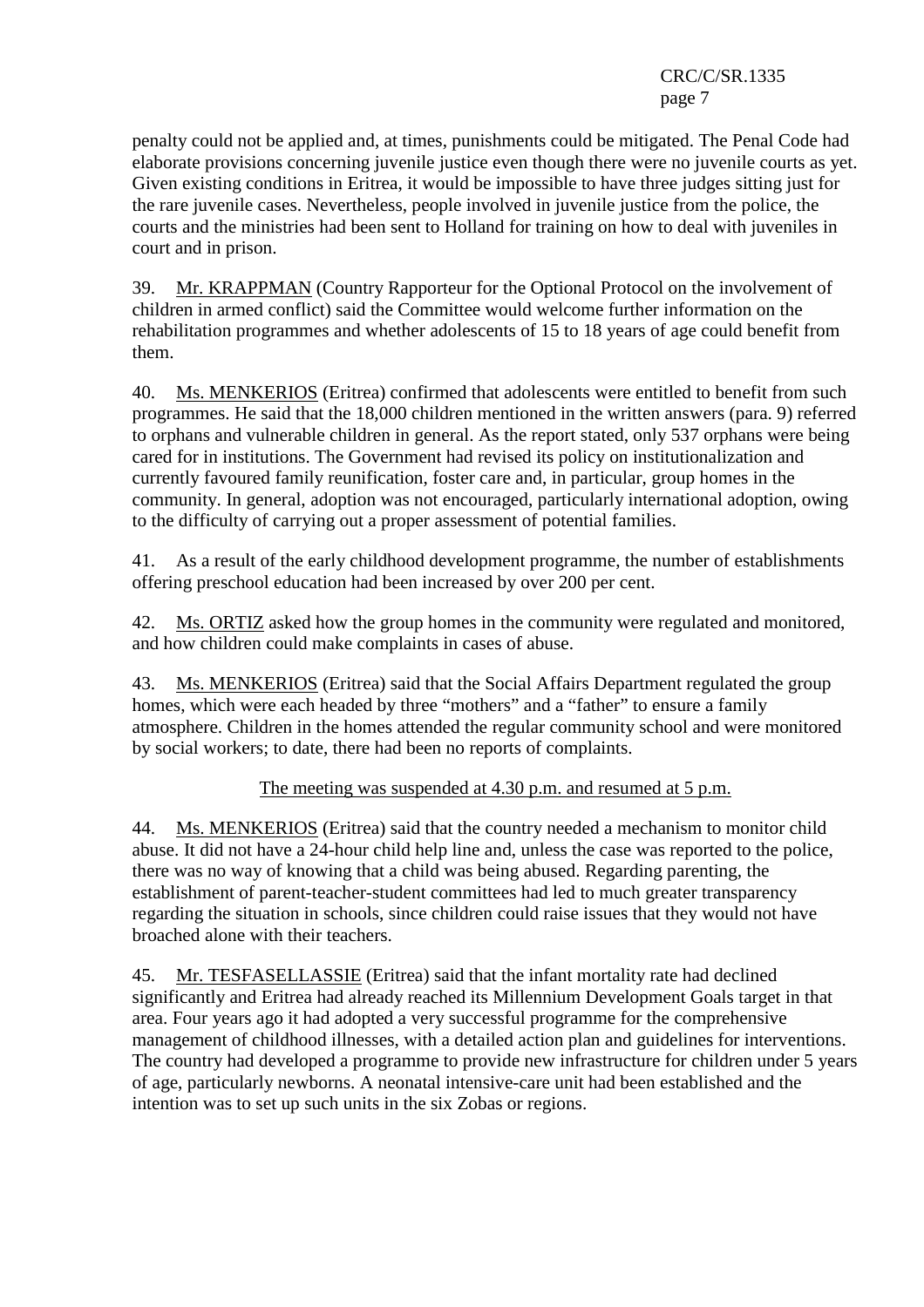penalty could not be applied and, at times, punishments could be mitigated. The Penal Code had elaborate provisions concerning juvenile justice even though there were no juvenile courts as yet. Given existing conditions in Eritrea, it would be impossible to have three judges sitting just for the rare juvenile cases. Nevertheless, people involved in juvenile justice from the police, the courts and the ministries had been sent to Holland for training on how to deal with juveniles in court and in prison.

39. Mr. KRAPPMAN (Country Rapporteur for the Optional Protocol on the involvement of children in armed conflict) said the Committee would welcome further information on the rehabilitation programmes and whether adolescents of 15 to 18 years of age could benefit from them.

40. Ms. MENKERIOS (Eritrea) confirmed that adolescents were entitled to benefit from such programmes. He said that the 18,000 children mentioned in the written answers (para. 9) referred to orphans and vulnerable children in general. As the report stated, only 537 orphans were being cared for in institutions. The Government had revised its policy on institutionalization and currently favoured family reunification, foster care and, in particular, group homes in the community. In general, adoption was not encouraged, particularly international adoption, owing to the difficulty of carrying out a proper assessment of potential families.

41. As a result of the early childhood development programme, the number of establishments offering preschool education had been increased by over 200 per cent.

42. Ms. ORTIZ asked how the group homes in the community were regulated and monitored, and how children could make complaints in cases of abuse.

43. Ms. MENKERIOS (Eritrea) said that the Social Affairs Department regulated the group homes, which were each headed by three "mothers" and a "father" to ensure a family atmosphere. Children in the homes attended the regular community school and were monitored by social workers; to date, there had been no reports of complaints.

The meeting was suspended at 4.30 p.m. and resumed at 5 p.m.

44. Ms. MENKERIOS (Eritrea) said that the country needed a mechanism to monitor child abuse. It did not have a 24-hour child help line and, unless the case was reported to the police, there was no way of knowing that a child was being abused. Regarding parenting, the establishment of parent-teacher-student committees had led to much greater transparency regarding the situation in schools, since children could raise issues that they would not have broached alone with their teachers.

45. Mr. TESFASELLASSIE (Eritrea) said that the infant mortality rate had declined significantly and Eritrea had already reached its Millennium Development Goals target in that area. Four years ago it had adopted a very successful programme for the comprehensive management of childhood illnesses, with a detailed action plan and guidelines for interventions. The country had developed a programme to provide new infrastructure for children under 5 years of age, particularly newborns. A neonatal intensive-care unit had been established and the intention was to set up such units in the six Zobas or regions.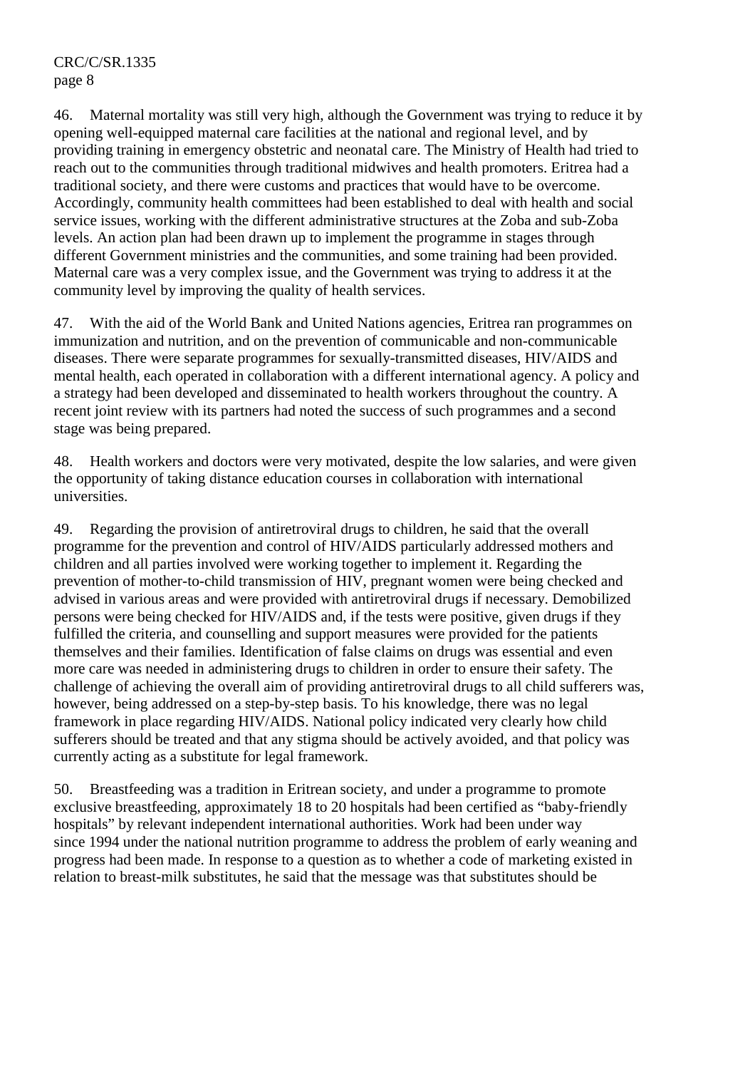46. Maternal mortality was still very high, although the Government was trying to reduce it by opening well-equipped maternal care facilities at the national and regional level, and by providing training in emergency obstetric and neonatal care. The Ministry of Health had tried to reach out to the communities through traditional midwives and health promoters. Eritrea had a traditional society, and there were customs and practices that would have to be overcome. Accordingly, community health committees had been established to deal with health and social service issues, working with the different administrative structures at the Zoba and sub-Zoba levels. An action plan had been drawn up to implement the programme in stages through different Government ministries and the communities, and some training had been provided. Maternal care was a very complex issue, and the Government was trying to address it at the community level by improving the quality of health services.

47. With the aid of the World Bank and United Nations agencies, Eritrea ran programmes on immunization and nutrition, and on the prevention of communicable and non-communicable diseases. There were separate programmes for sexually-transmitted diseases, HIV/AIDS and mental health, each operated in collaboration with a different international agency. A policy and a strategy had been developed and disseminated to health workers throughout the country. A recent joint review with its partners had noted the success of such programmes and a second stage was being prepared.

48. Health workers and doctors were very motivated, despite the low salaries, and were given the opportunity of taking distance education courses in collaboration with international universities.

49. Regarding the provision of antiretroviral drugs to children, he said that the overall programme for the prevention and control of HIV/AIDS particularly addressed mothers and children and all parties involved were working together to implement it. Regarding the prevention of mother-to-child transmission of HIV, pregnant women were being checked and advised in various areas and were provided with antiretroviral drugs if necessary. Demobilized persons were being checked for HIV/AIDS and, if the tests were positive, given drugs if they fulfilled the criteria, and counselling and support measures were provided for the patients themselves and their families. Identification of false claims on drugs was essential and even more care was needed in administering drugs to children in order to ensure their safety. The challenge of achieving the overall aim of providing antiretroviral drugs to all child sufferers was, however, being addressed on a step-by-step basis. To his knowledge, there was no legal framework in place regarding HIV/AIDS. National policy indicated very clearly how child sufferers should be treated and that any stigma should be actively avoided, and that policy was currently acting as a substitute for legal framework.

50. Breastfeeding was a tradition in Eritrean society, and under a programme to promote exclusive breastfeeding, approximately 18 to 20 hospitals had been certified as "baby-friendly hospitals" by relevant independent international authorities. Work had been under way since 1994 under the national nutrition programme to address the problem of early weaning and progress had been made. In response to a question as to whether a code of marketing existed in relation to breast-milk substitutes, he said that the message was that substitutes should be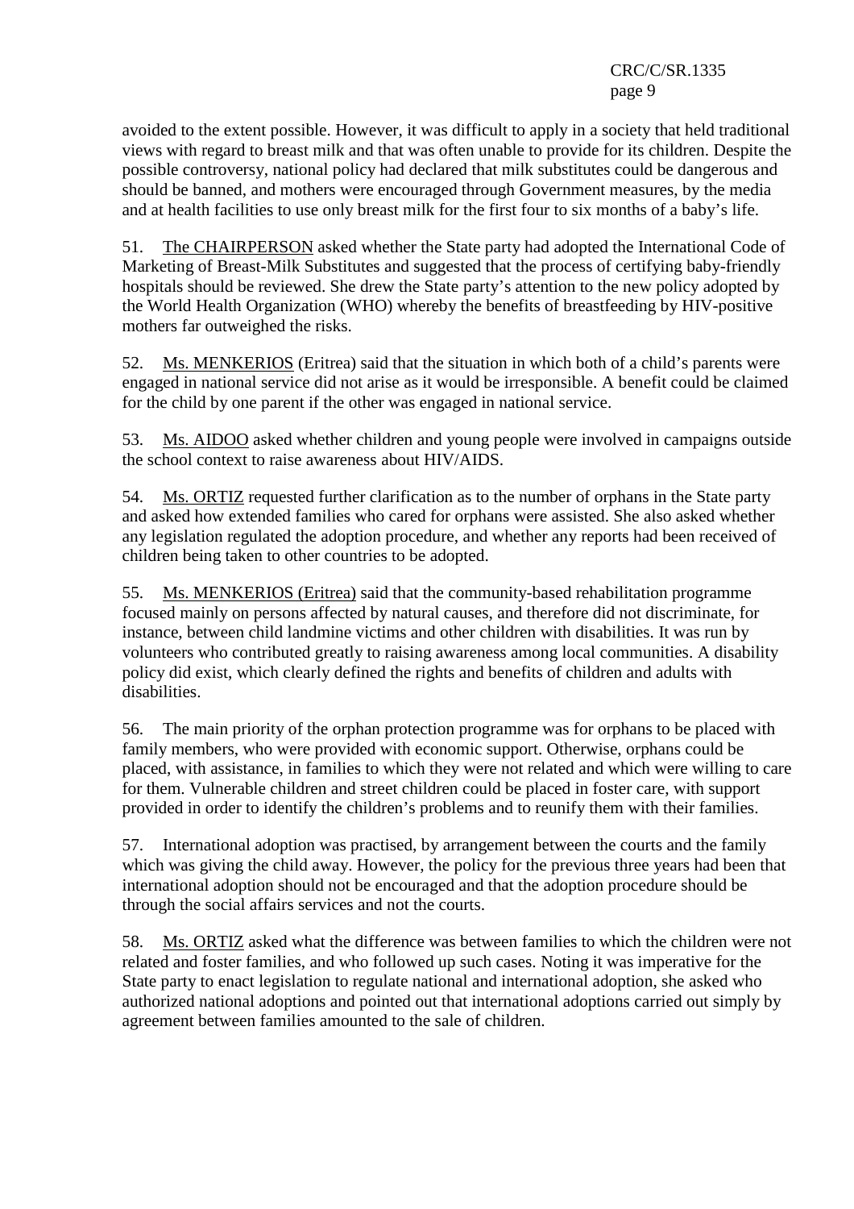avoided to the extent possible. However, it was difficult to apply in a society that held traditional views with regard to breast milk and that was often unable to provide for its children. Despite the possible controversy, national policy had declared that milk substitutes could be dangerous and should be banned, and mothers were encouraged through Government measures, by the media and at health facilities to use only breast milk for the first four to six months of a baby's life.

51. The CHAIRPERSON asked whether the State party had adopted the International Code of Marketing of Breast-Milk Substitutes and suggested that the process of certifying baby-friendly hospitals should be reviewed. She drew the State party's attention to the new policy adopted by the World Health Organization (WHO) whereby the benefits of breastfeeding by HIV-positive mothers far outweighed the risks.

52. Ms. MENKERIOS (Eritrea) said that the situation in which both of a child's parents were engaged in national service did not arise as it would be irresponsible. A benefit could be claimed for the child by one parent if the other was engaged in national service.

53. Ms. AIDOO asked whether children and young people were involved in campaigns outside the school context to raise awareness about HIV/AIDS.

54. Ms. ORTIZ requested further clarification as to the number of orphans in the State party and asked how extended families who cared for orphans were assisted. She also asked whether any legislation regulated the adoption procedure, and whether any reports had been received of children being taken to other countries to be adopted.

55. Ms. MENKERIOS (Eritrea) said that the community-based rehabilitation programme focused mainly on persons affected by natural causes, and therefore did not discriminate, for instance, between child landmine victims and other children with disabilities. It was run by volunteers who contributed greatly to raising awareness among local communities. A disability policy did exist, which clearly defined the rights and benefits of children and adults with disabilities.

56. The main priority of the orphan protection programme was for orphans to be placed with family members, who were provided with economic support. Otherwise, orphans could be placed, with assistance, in families to which they were not related and which were willing to care for them. Vulnerable children and street children could be placed in foster care, with support provided in order to identify the children's problems and to reunify them with their families.

57. International adoption was practised, by arrangement between the courts and the family which was giving the child away. However, the policy for the previous three years had been that international adoption should not be encouraged and that the adoption procedure should be through the social affairs services and not the courts.

58. Ms. ORTIZ asked what the difference was between families to which the children were not related and foster families, and who followed up such cases. Noting it was imperative for the State party to enact legislation to regulate national and international adoption, she asked who authorized national adoptions and pointed out that international adoptions carried out simply by agreement between families amounted to the sale of children.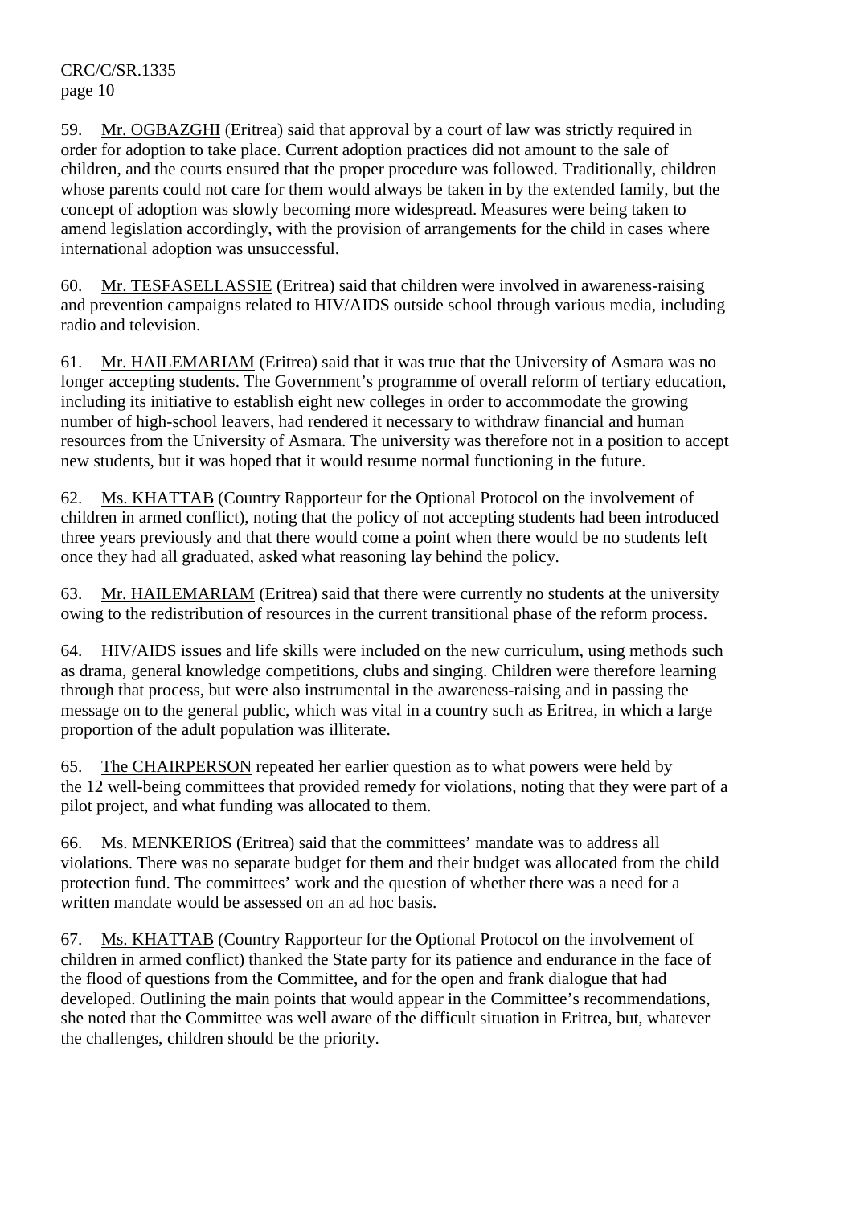59. Mr. OGBAZGHI (Eritrea) said that approval by a court of law was strictly required in order for adoption to take place. Current adoption practices did not amount to the sale of children, and the courts ensured that the proper procedure was followed. Traditionally, children whose parents could not care for them would always be taken in by the extended family, but the concept of adoption was slowly becoming more widespread. Measures were being taken to amend legislation accordingly, with the provision of arrangements for the child in cases where international adoption was unsuccessful.

60. Mr. TESFASELLASSIE (Eritrea) said that children were involved in awareness-raising and prevention campaigns related to HIV/AIDS outside school through various media, including radio and television.

61. Mr. HAILEMARIAM (Eritrea) said that it was true that the University of Asmara was no longer accepting students. The Government's programme of overall reform of tertiary education, including its initiative to establish eight new colleges in order to accommodate the growing number of high-school leavers, had rendered it necessary to withdraw financial and human resources from the University of Asmara. The university was therefore not in a position to accept new students, but it was hoped that it would resume normal functioning in the future.

62. Ms. KHATTAB (Country Rapporteur for the Optional Protocol on the involvement of children in armed conflict), noting that the policy of not accepting students had been introduced three years previously and that there would come a point when there would be no students left once they had all graduated, asked what reasoning lay behind the policy.

63. Mr. HAILEMARIAM (Eritrea) said that there were currently no students at the university owing to the redistribution of resources in the current transitional phase of the reform process.

64. HIV/AIDS issues and life skills were included on the new curriculum, using methods such as drama, general knowledge competitions, clubs and singing. Children were therefore learning through that process, but were also instrumental in the awareness-raising and in passing the message on to the general public, which was vital in a country such as Eritrea, in which a large proportion of the adult population was illiterate.

65. The CHAIRPERSON repeated her earlier question as to what powers were held by the 12 well-being committees that provided remedy for violations, noting that they were part of a pilot project, and what funding was allocated to them.

66. Ms. MENKERIOS (Eritrea) said that the committees' mandate was to address all violations. There was no separate budget for them and their budget was allocated from the child protection fund. The committees' work and the question of whether there was a need for a written mandate would be assessed on an ad hoc basis.

67. Ms. KHATTAB (Country Rapporteur for the Optional Protocol on the involvement of children in armed conflict) thanked the State party for its patience and endurance in the face of the flood of questions from the Committee, and for the open and frank dialogue that had developed. Outlining the main points that would appear in the Committee's recommendations, she noted that the Committee was well aware of the difficult situation in Eritrea, but, whatever the challenges, children should be the priority.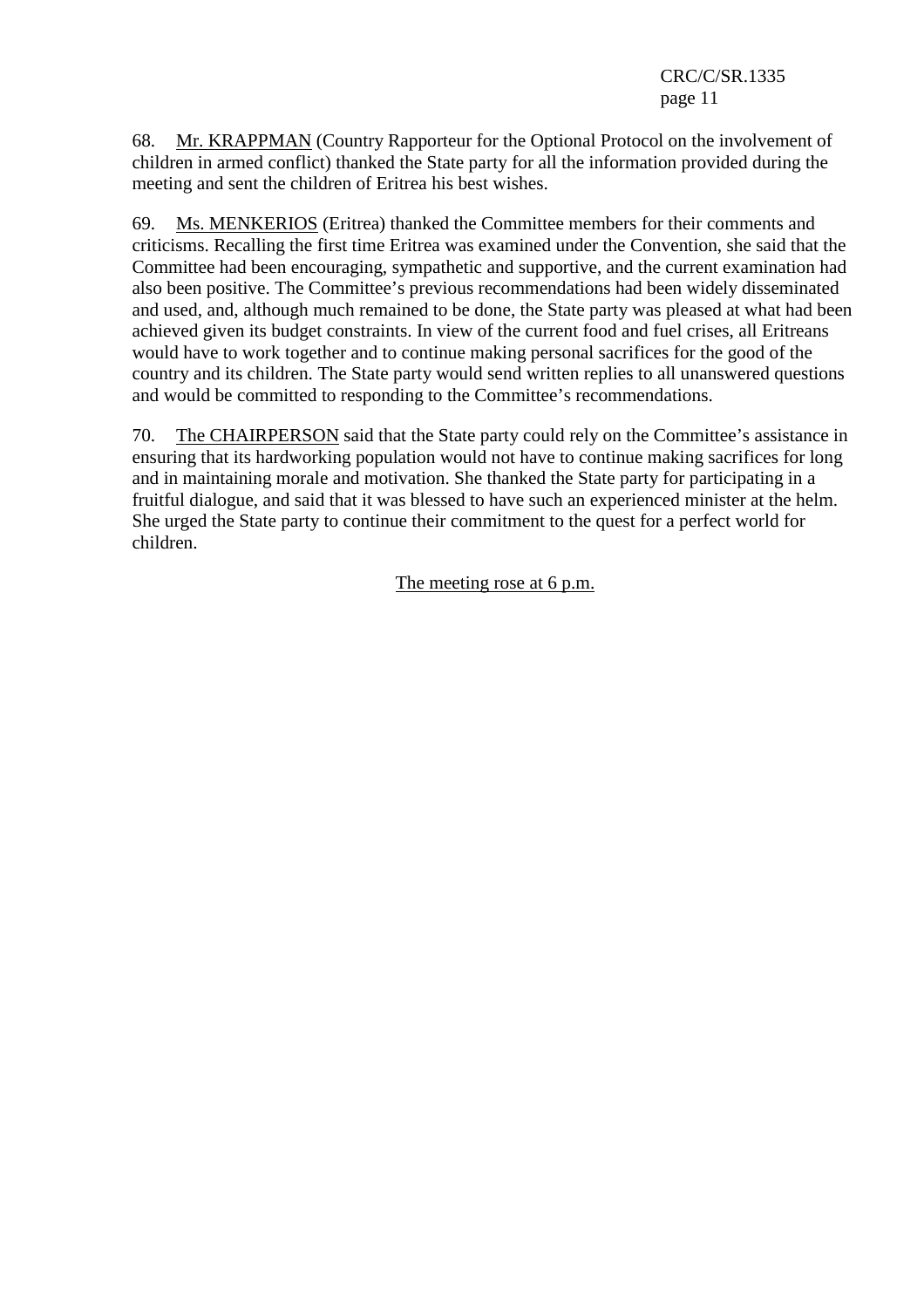68. Mr. KRAPPMAN (Country Rapporteur for the Optional Protocol on the involvement of children in armed conflict) thanked the State party for all the information provided during the meeting and sent the children of Eritrea his best wishes.

69. Ms. MENKERIOS (Eritrea) thanked the Committee members for their comments and criticisms. Recalling the first time Eritrea was examined under the Convention, she said that the Committee had been encouraging, sympathetic and supportive, and the current examination had also been positive. The Committee's previous recommendations had been widely disseminated and used, and, although much remained to be done, the State party was pleased at what had been achieved given its budget constraints. In view of the current food and fuel crises, all Eritreans would have to work together and to continue making personal sacrifices for the good of the country and its children. The State party would send written replies to all unanswered questions and would be committed to responding to the Committee's recommendations.

70. The CHAIRPERSON said that the State party could rely on the Committee's assistance in ensuring that its hardworking population would not have to continue making sacrifices for long and in maintaining morale and motivation. She thanked the State party for participating in a fruitful dialogue, and said that it was blessed to have such an experienced minister at the helm. She urged the State party to continue their commitment to the quest for a perfect world for children.

The meeting rose at 6 p.m.